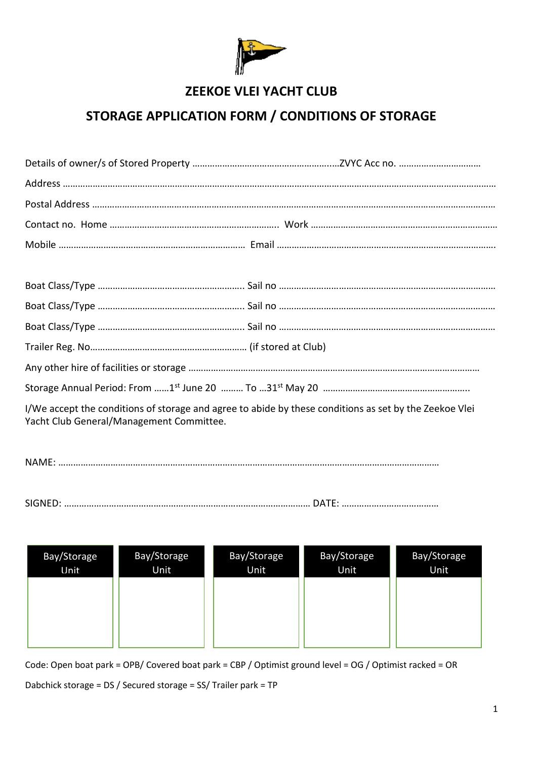# ZEEKOE VLEI YACHT CLUB

## STORAGE APPLICATION FORM / CONDITIONS OF STORAGE

Details of owner/s of Stored Property …………………………………………………ZVYC Acc no. ……………………………

Address ……………………………………………………………………………………………………………………………………………

Postal Address ……………………………………………………………………………………………………………………………………

Contact no. Home …………………………………………………………. Work ………………………………………………………………

Mobile ………………………………………………………………… Email ………………………………………………………………………

Boat Class/Type …………………………………………………. Sail no ……………………………………………………………………………

Boat Class/Type …………………………………………………. Sail no ……………………………………………………………………………

Boat Class/Type …………………………………………………. Sail no ……………………………………………………………………………

Trailer Reg. No……………………………………………………… (if stored at Club)

Any other hire of facilities or storage ………………………………………………………………………………………………

Storage Annual Period: From ……1st June 20 ……… To …31st May 20 …………………………………………………

I/We accept the conditions of storage and agree to abide by these conditions as set by the Zeekoe Vlei Yacht Club General/Management Committee.

NAME: ……………………………………………………………………………………………………………………………

SIGNED: ………………………………………………………………………………… DATE: …………………………………

| Bay/Storage Unit | Bay/Storage Unit | Bay/Storage Unit | Bay/Storage Unit | Bay/Storage Unit |
|---|---|---|---|---|
| | | | | |

Code: Open boat park = OPB/ Covered boat park = CBP / Optimist ground level = OG / Optimist racked = OR

Dabchick storage = DS / Secured storage = SS/ Trailer park = TP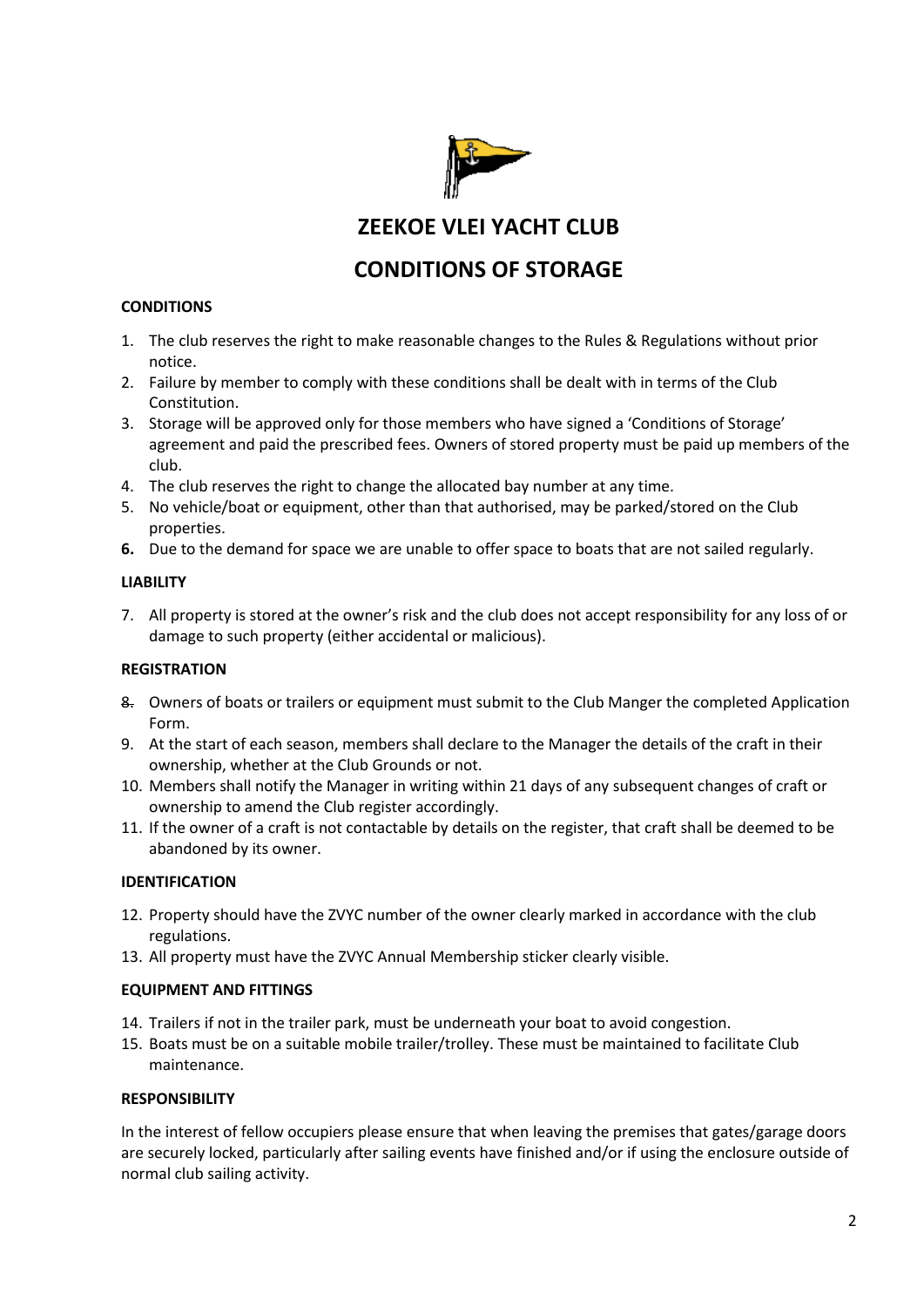# ZEEKOE VLEI YACHT CLUB

# CONDITIONS OF STORAGE

**CONDITIONS**

1. The club reserves the right to make reasonable changes to the Rules & Regulations without prior notice.
2. Failure by member to comply with these conditions shall be dealt with in terms of the Club Constitution.
3. Storage will be approved only for those members who have signed a 'Conditions of Storage' agreement and paid the prescribed fees. Owners of stored property must be paid up members of the club.
4. The club reserves the right to change the allocated bay number at any time.
5. No vehicle/boat or equipment, other than that authorised, may be parked/stored on the Club properties.
6. Due to the demand for space we are unable to offer space to boats that are not sailed regularly.

**LIABILITY**

7. All property is stored at the owner's risk and the club does not accept responsibility for any loss of or damage to such property (either accidental or malicious).

**REGISTRATION**

8. Owners of boats or trailers or equipment must submit to the Club Manger the completed Application Form.
9. At the start of each season, members shall declare to the Manager the details of the craft in their ownership, whether at the Club Grounds or not.
10. Members shall notify the Manager in writing within 21 days of any subsequent changes of craft or ownership to amend the Club register accordingly.
11. If the owner of a craft is not contactable by details on the register, that craft shall be deemed to be abandoned by its owner.

**IDENTIFICATION**

12. Property should have the ZVYC number of the owner clearly marked in accordance with the club regulations.
13. All property must have the ZVYC Annual Membership sticker clearly visible.

**EQUIPMENT AND FITTINGS**

14. Trailers if not in the trailer park, must be underneath your boat to avoid congestion.
15. Boats must be on a suitable mobile trailer/trolley. These must be maintained to facilitate Club maintenance.

**RESPONSIBILITY**

In the interest of fellow occupiers please ensure that when leaving the premises that gates/garage doors are securely locked, particularly after sailing events have finished and/or if using the enclosure outside of normal club sailing activity.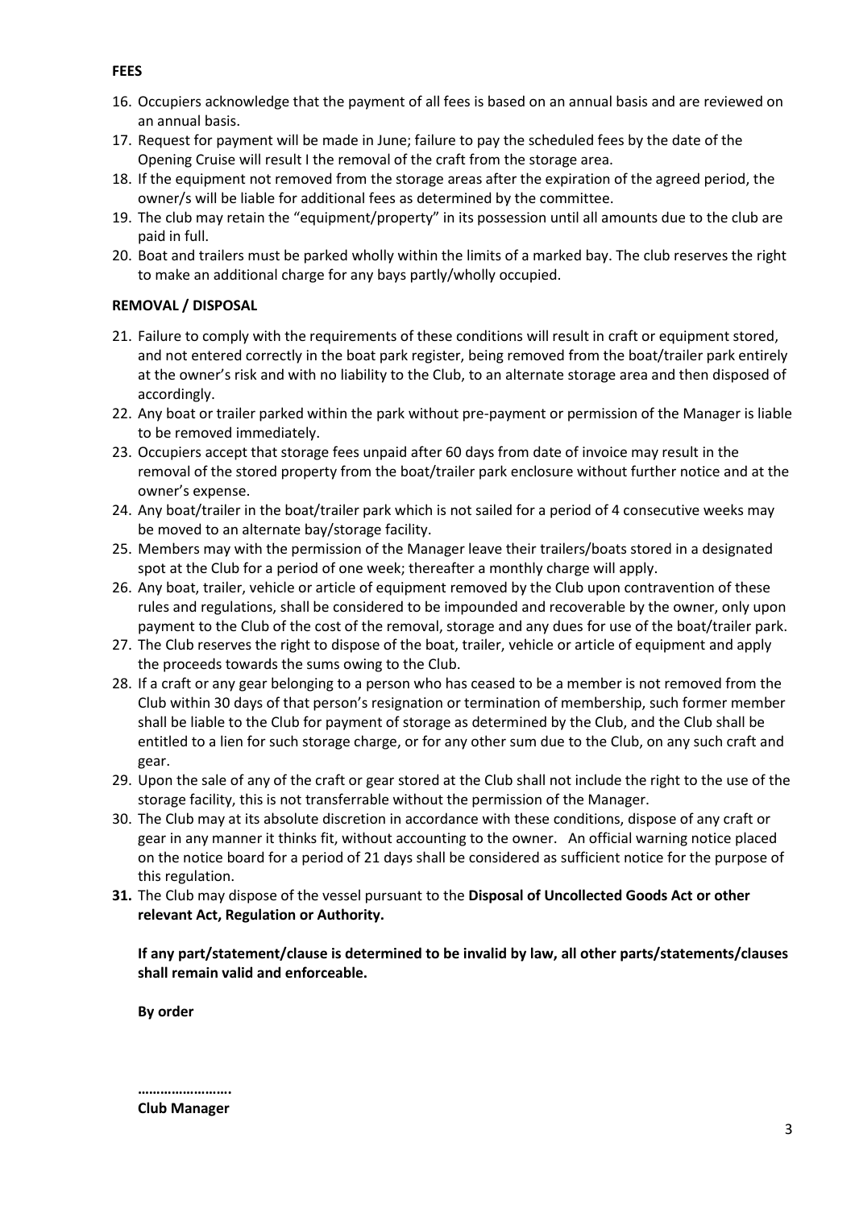**FEES**

16. Occupiers acknowledge that the payment of all fees is based on an annual basis and are reviewed on an annual basis.
17. Request for payment will be made in June; failure to pay the scheduled fees by the date of the Opening Cruise will result I the removal of the craft from the storage area.
18. If the equipment not removed from the storage areas after the expiration of the agreed period, the owner/s will be liable for additional fees as determined by the committee.
19. The club may retain the "equipment/property" in its possession until all amounts due to the club are paid in full.
20. Boat and trailers must be parked wholly within the limits of a marked bay. The club reserves the right to make an additional charge for any bays partly/wholly occupied.

**REMOVAL / DISPOSAL**

21. Failure to comply with the requirements of these conditions will result in craft or equipment stored, and not entered correctly in the boat park register, being removed from the boat/trailer park entirely at the owner's risk and with no liability to the Club, to an alternate storage area and then disposed of accordingly.
22. Any boat or trailer parked within the park without pre-payment or permission of the Manager is liable to be removed immediately.
23. Occupiers accept that storage fees unpaid after 60 days from date of invoice may result in the removal of the stored property from the boat/trailer park enclosure without further notice and at the owner's expense.
24. Any boat/trailer in the boat/trailer park which is not sailed for a period of 4 consecutive weeks may be moved to an alternate bay/storage facility.
25. Members may with the permission of the Manager leave their trailers/boats stored in a designated spot at the Club for a period of one week; thereafter a monthly charge will apply.
26. Any boat, trailer, vehicle or article of equipment removed by the Club upon contravention of these rules and regulations, shall be considered to be impounded and recoverable by the owner, only upon payment to the Club of the cost of the removal, storage and any dues for use of the boat/trailer park.
27. The Club reserves the right to dispose of the boat, trailer, vehicle or article of equipment and apply the proceeds towards the sums owing to the Club.
28. If a craft or any gear belonging to a person who has ceased to be a member is not removed from the Club within 30 days of that person's resignation or termination of membership, such former member shall be liable to the Club for payment of storage as determined by the Club, and the Club shall be entitled to a lien for such storage charge, or for any other sum due to the Club, on any such craft and gear.
29. Upon the sale of any of the craft or gear stored at the Club shall not include the right to the use of the storage facility, this is not transferrable without the permission of the Manager.
30. The Club may at its absolute discretion in accordance with these conditions, dispose of any craft or gear in any manner it thinks fit, without accounting to the owner. An official warning notice placed on the notice board for a period of 21 days shall be considered as sufficient notice for the purpose of this regulation.
31. The Club may dispose of the vessel pursuant to the **Disposal of Uncollected Goods Act or other relevant Act, Regulation or Authority.**

**If any part/statement/clause is determined to be invalid by law, all other parts/statements/clauses shall remain valid and enforceable.**

**By order**

**…………………….**
**Club Manager**